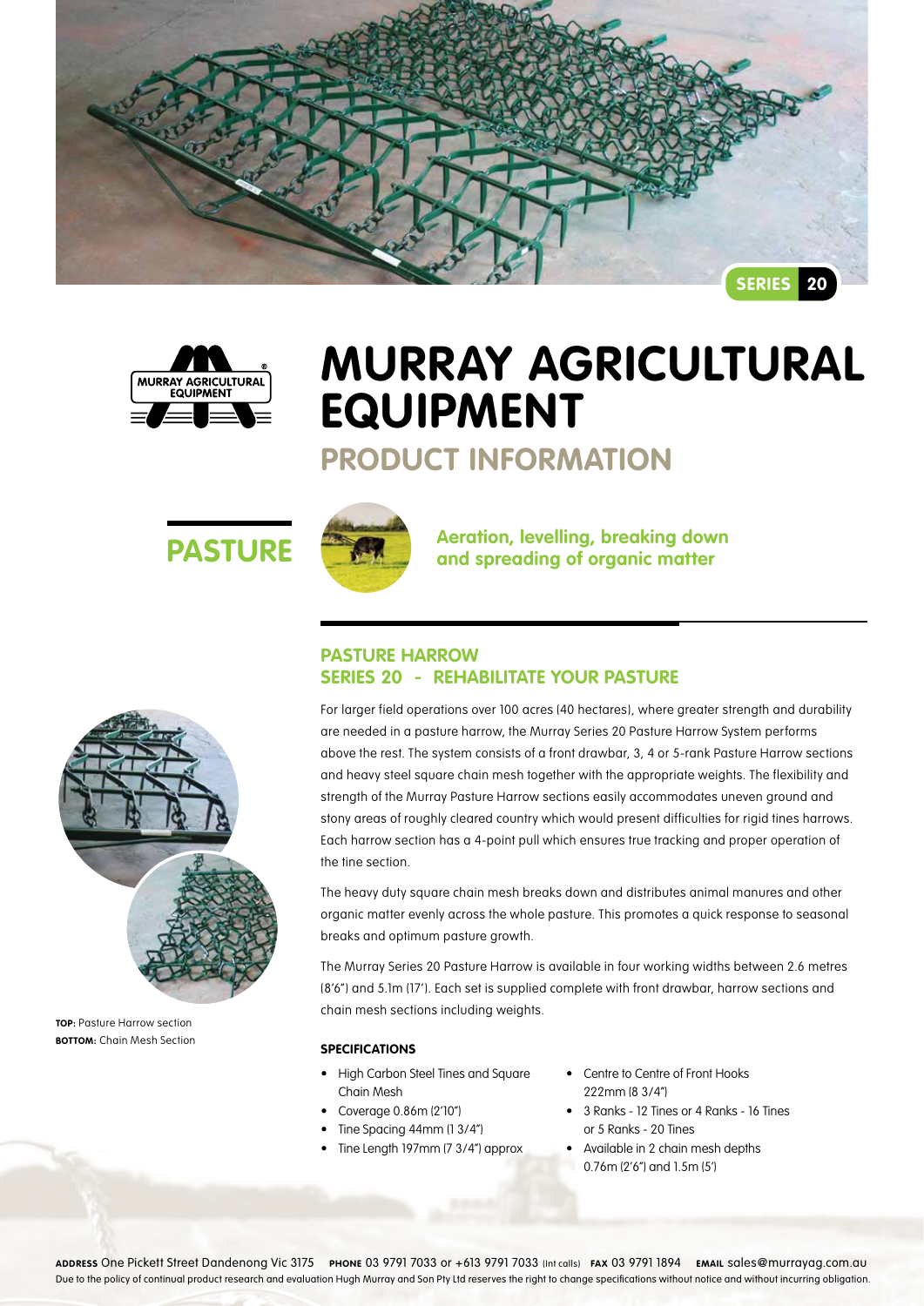SERIES 20

# MURRAY AGRICULTURAL EQUIPMENT

## PRODUCT INFORMATION

**PASTURE**

**Aeration, levelling, breaking down and spreading of organic matter**

### PASTURE HARROW
### SERIES 20 - REHABILITATE YOUR PASTURE

For larger field operations over 100 acres (40 hectares), where greater strength and durability are needed in a pasture harrow, the Murray Series 20 Pasture Harrow System performs above the rest. The system consists of a front drawbar, 3, 4 or 5-rank Pasture Harrow sections and heavy steel square chain mesh together with the appropriate weights. The flexibility and strength of the Murray Pasture Harrow sections easily accommodates uneven ground and stony areas of roughly cleared country which would present difficulties for rigid tines harrows. Each harrow section has a 4-point pull which ensures true tracking and proper operation of the tine section.

The heavy duty square chain mesh breaks down and distributes animal manures and other organic matter evenly across the whole pasture. This promotes a quick response to seasonal breaks and optimum pasture growth.

The Murray Series 20 Pasture Harrow is available in four working widths between 2.6 metres (8'6") and 5.1m (17'). Each set is supplied complete with front drawbar, harrow sections and chain mesh sections including weights.

**TOP:** Pasture Harrow section
**BOTTOM:** Chain Mesh Section

#### SPECIFICATIONS

- High Carbon Steel Tines and Square Chain Mesh
- Coverage 0.86m (2'10")
- Tine Spacing 44mm (1 3/4")
- Tine Length 197mm (7 3/4") approx
- Centre to Centre of Front Hooks 222mm (8 3/4")
- 3 Ranks - 12 Tines or 4 Ranks - 16 Tines or 5 Ranks - 20 Tines
- Available in 2 chain mesh depths 0.76m (2'6") and 1.5m (5')

**ADDRESS** One Pickett Street Dandenong Vic 3175 **PHONE** 03 9791 7033 or +613 9791 7033 (Int calls) **FAX** 03 9791 1894 **EMAIL** sales@murrayag.com.au
Due to the policy of continual product research and evaluation Hugh Murray and Son Pty Ltd reserves the right to change specifications without notice and without incurring obligation.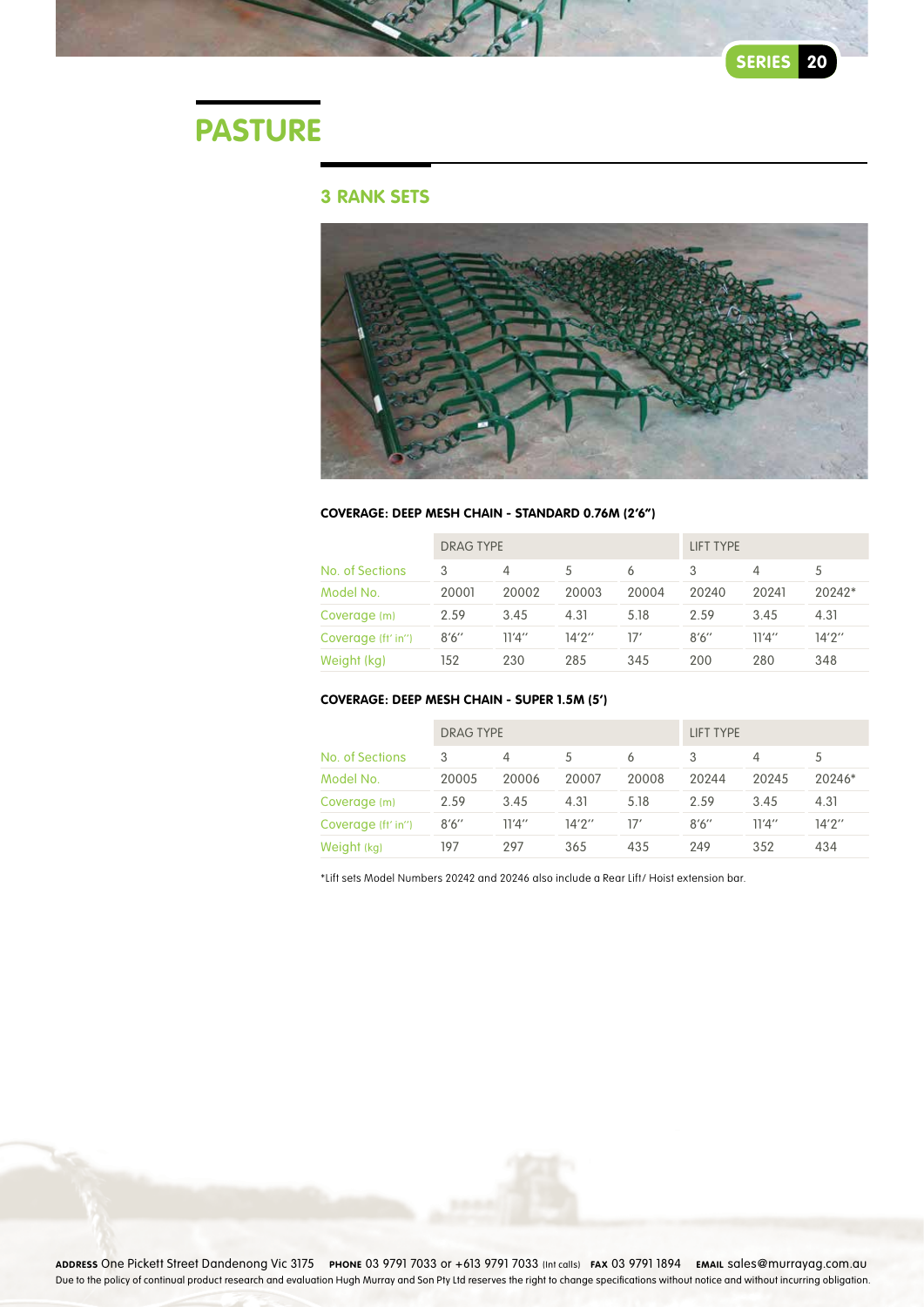# PASTURE

## 3 RANK SETS

**COVERAGE: DEEP MESH CHAIN - STANDARD 0.76M (2'6")**

| | DRAG TYPE | | | | LIFT TYPE | | |
|---|---|---|---|---|---|---|---|
| No. of Sections | 3 | 4 | 5 | 6 | 3 | 4 | 5 |
| Model No. | 20001 | 20002 | 20003 | 20004 | 20240 | 20241 | 20242* |
| Coverage (m) | 2.59 | 3.45 | 4.31 | 5.18 | 2.59 | 3.45 | 4.31 |
| Coverage (ft' in") | 8'6" | 11'4" | 14'2" | 17' | 8'6" | 11'4" | 14'2" |
| Weight (kg) | 152 | 230 | 285 | 345 | 200 | 280 | 348 |

**COVERAGE: DEEP MESH CHAIN - SUPER 1.5M (5')**

| | DRAG TYPE | | | | LIFT TYPE | | |
|---|---|---|---|---|---|---|---|
| No. of Sections | 3 | 4 | 5 | 6 | 3 | 4 | 5 |
| Model No. | 20005 | 20006 | 20007 | 20008 | 20244 | 20245 | 20246* |
| Coverage (m) | 2.59 | 3.45 | 4.31 | 5.18 | 2.59 | 3.45 | 4.31 |
| Coverage (ft' in") | 8'6" | 11'4" | 14'2" | 17' | 8'6" | 11'4" | 14'2" |
| Weight (kg) | 197 | 297 | 365 | 435 | 249 | 352 | 434 |

*Lift sets Model Numbers 20242 and 20246 also include a Rear Lift/ Hoist extension bar.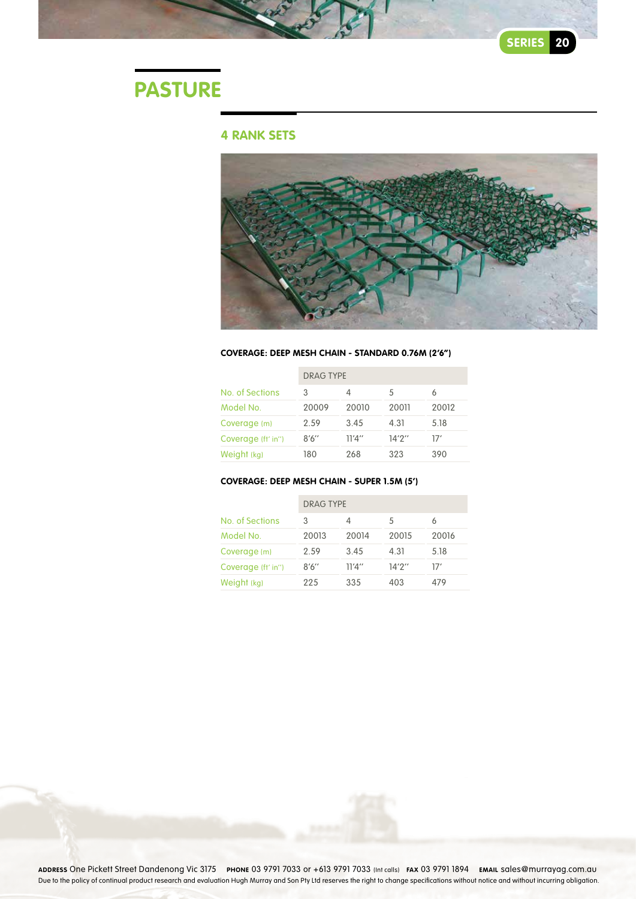# PASTURE

## 4 RANK SETS

**COVERAGE: DEEP MESH CHAIN - STANDARD 0.76M (2'6")**

| | DRAG TYPE | | | |
|---|---|---|---|---|
| No. of Sections | 3 | 4 | 5 | 6 |
| Model No. | 20009 | 20010 | 20011 | 20012 |
| Coverage (m) | 2.59 | 3.45 | 4.31 | 5.18 |
| Coverage (ft' in") | 8'6" | 11'4" | 14'2" | 17' |
| Weight (kg) | 180 | 268 | 323 | 390 |

**COVERAGE: DEEP MESH CHAIN - SUPER 1.5M (5')**

| | DRAG TYPE | | | |
|---|---|---|---|---|
| No. of Sections | 3 | 4 | 5 | 6 |
| Model No. | 20013 | 20014 | 20015 | 20016 |
| Coverage (m) | 2.59 | 3.45 | 4.31 | 5.18 |
| Coverage (ft' in") | 8'6" | 11'4" | 14'2" | 17' |
| Weight (kg) | 225 | 335 | 403 | 479 |

**ADDRESS** One Pickett Street Dandenong Vic 3175 **PHONE** 03 9791 7033 or +613 9791 7033 (Int calls) **FAX** 03 9791 1894 **EMAIL** sales@murrayag.com.au

Due to the policy of continual product research and evaluation Hugh Murray and Son Pty Ltd reserves the right to change specifications without notice and without incurring obligation.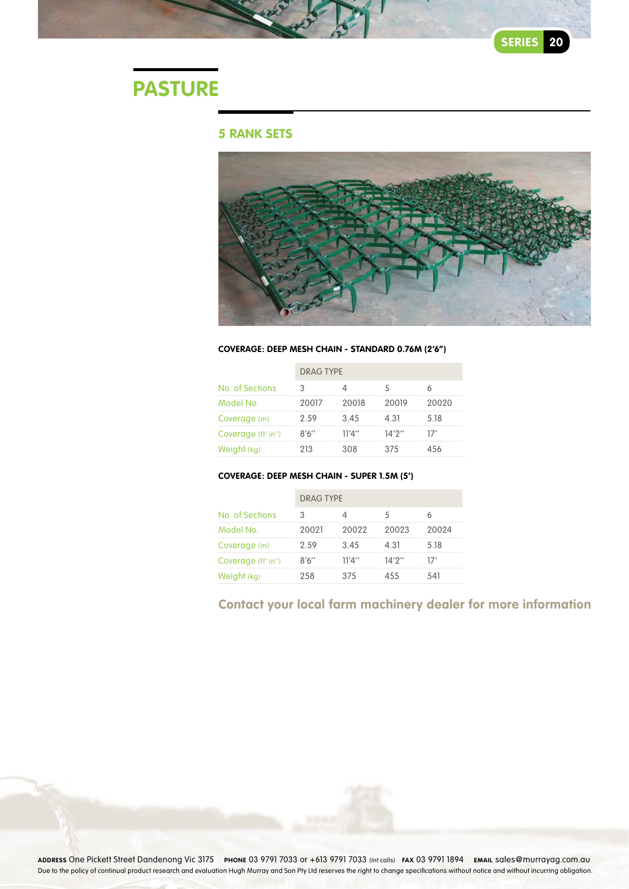SERIES 20

# PASTURE

## 5 RANK SETS

**COVERAGE: DEEP MESH CHAIN - STANDARD 0.76M (2'6")**

| | DRAG TYPE | | | |
|---|---|---|---|---|
| No. of Sections | 3 | 4 | 5 | 6 |
| Model No. | 20017 | 20018 | 20019 | 20020 |
| Coverage (m) | 2.59 | 3.45 | 4.31 | 5.18 |
| Coverage (ft' in") | 8'6" | 11'4" | 14'2" | 17' |
| Weight (kg) | 213 | 308 | 375 | 456 |

**COVERAGE: DEEP MESH CHAIN - SUPER 1.5M (5')**

| | DRAG TYPE | | | |
|---|---|---|---|---|
| No. of Sections | 3 | 4 | 5 | 6 |
| Model No. | 20021 | 20022 | 20023 | 20024 |
| Coverage (m) | 2.59 | 3.45 | 4.31 | 5.18 |
| Coverage (ft' in") | 8'6" | 11'4" | 14'2" | 17' |
| Weight (kg) | 258 | 375 | 455 | 541 |

**Contact your local farm machinery dealer for more information**

**ADDRESS** One Pickett Street Dandenong Vic 3175 **PHONE** 03 9791 7033 or +613 9791 7033 (Int calls) **FAX** 03 9791 1894 **EMAIL** sales@murrayag.com.au

Due to the policy of continual product research and evaluation Hugh Murray and Son Pty Ltd reserves the right to change specifications without notice and without incurring obligation.